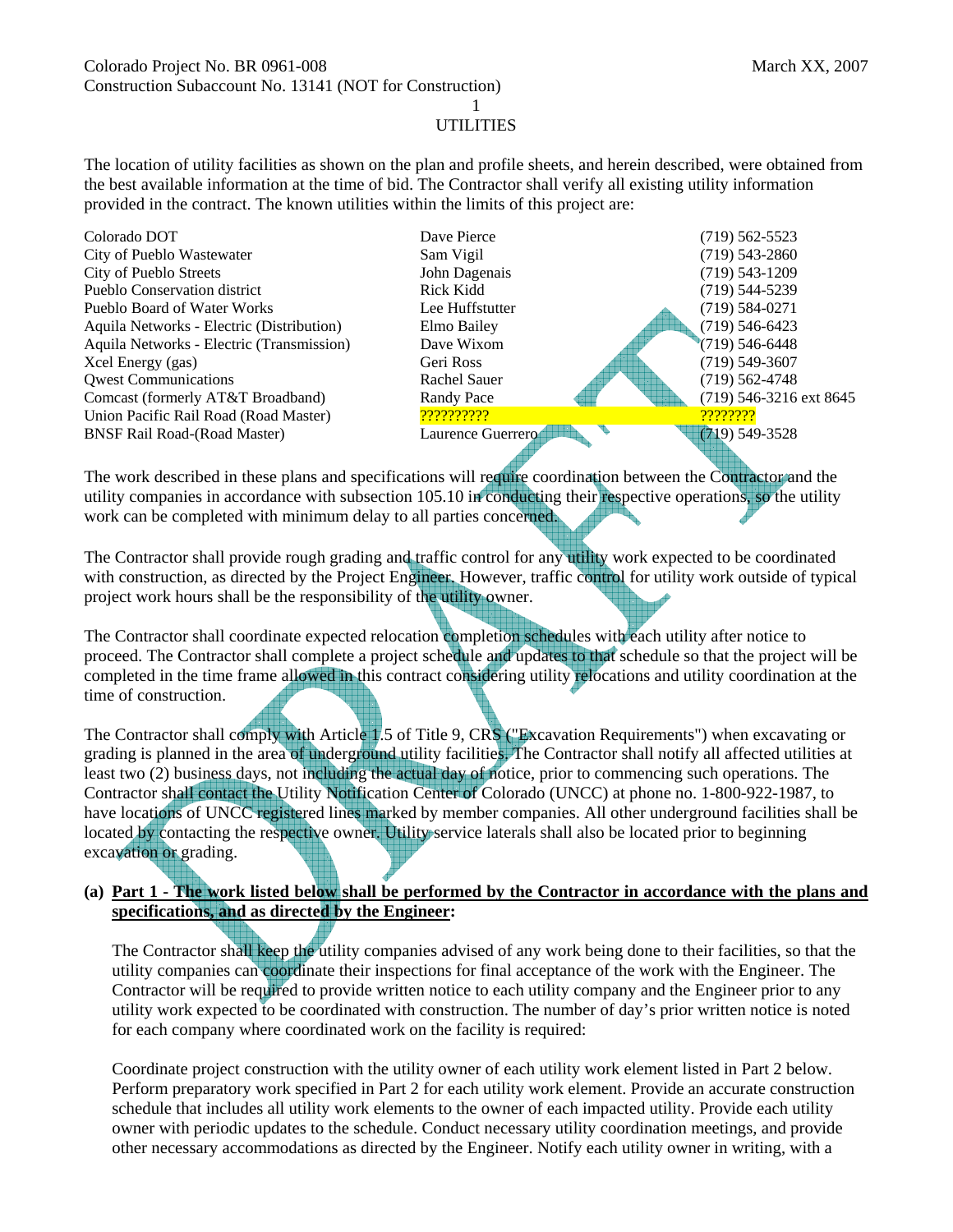Colorado Project No. BR 0961-008 March XX, 2007
Construction Subaccount No. 13141 (NOT for Construction)

## UTILITIES

The location of utility facilities as shown on the plan and profile sheets, and herein described, were obtained from the best available information at the time of bid. The Contractor shall verify all existing utility information provided in the contract. The known utilities within the limits of this project are:

| | | |
|---|---|---|
| Colorado DOT | Dave Pierce | (719) 562-5523 |
| City of Pueblo Wastewater | Sam Vigil | (719) 543-2860 |
| City of Pueblo Streets | John Dagenais | (719) 543-1209 |
| Pueblo Conservation district | Rick Kidd | (719) 544-5239 |
| Pueblo Board of Water Works | Lee Huffstutter | (719) 584-0271 |
| Aquila Networks - Electric (Distribution) | Elmo Bailey | (719) 546-6423 |
| Aquila Networks - Electric (Transmission) | Dave Wixom | (719) 546-6448 |
| Xcel Energy (gas) | Geri Ross | (719) 549-3607 |
| Qwest Communications | Rachel Sauer | (719) 562-4748 |
| Comcast (formerly AT&T Broadband) | Randy Pace | (719) 546-3216 ext 8645 |
| Union Pacific Rail Road (Road Master) | ?????????? | ???????? |
| BNSF Rail Road-(Road Master) | Laurence Guerrero | (719) 549-3528 |

The work described in these plans and specifications will require coordination between the Contractor and the utility companies in accordance with subsection 105.10 in conducting their respective operations, so the utility work can be completed with minimum delay to all parties concerned.

The Contractor shall provide rough grading and traffic control for any utility work expected to be coordinated with construction, as directed by the Project Engineer. However, traffic control for utility work outside of typical project work hours shall be the responsibility of the utility owner.

The Contractor shall coordinate expected relocation completion schedules with each utility after notice to proceed. The Contractor shall complete a project schedule and updates to that schedule so that the project will be completed in the time frame allowed in this contract considering utility relocations and utility coordination at the time of construction.

The Contractor shall comply with Article 1.5 of Title 9, CRS ("Excavation Requirements") when excavating or grading is planned in the area of underground utility facilities. The Contractor shall notify all affected utilities at least two (2) business days, not including the actual day of notice, prior to commencing such operations. The Contractor shall contact the Utility Notification Center of Colorado (UNCC) at phone no. 1-800-922-1987, to have locations of UNCC registered lines marked by member companies. All other underground facilities shall be located by contacting the respective owner. Utility service laterals shall also be located prior to beginning excavation or grading.

**(a) <u>Part 1 - The work listed below shall be performed by the Contractor in accordance with the plans and specifications, and as directed by the Engineer</u>:**

The Contractor shall keep the utility companies advised of any work being done to their facilities, so that the utility companies can coordinate their inspections for final acceptance of the work with the Engineer. The Contractor will be required to provide written notice to each utility company and the Engineer prior to any utility work expected to be coordinated with construction. The number of day's prior written notice is noted for each company where coordinated work on the facility is required:

Coordinate project construction with the utility owner of each utility work element listed in Part 2 below. Perform preparatory work specified in Part 2 for each utility work element. Provide an accurate construction schedule that includes all utility work elements to the owner of each impacted utility. Provide each utility owner with periodic updates to the schedule. Conduct necessary utility coordination meetings, and provide other necessary accommodations as directed by the Engineer. Notify each utility owner in writing, with a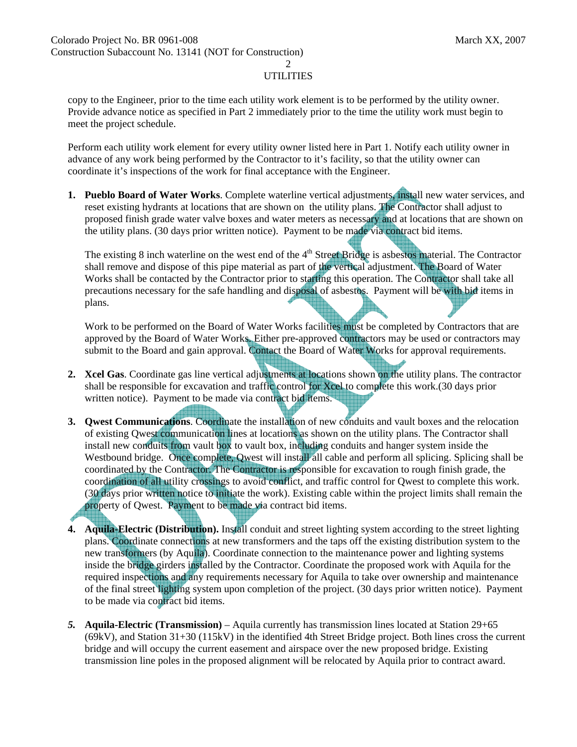copy to the Engineer, prior to the time each utility work element is to be performed by the utility owner. Provide advance notice as specified in Part 2 immediately prior to the time the utility work must begin to meet the project schedule.

Perform each utility work element for every utility owner listed here in Part 1. Notify each utility owner in advance of any work being performed by the Contractor to it's facility, so that the utility owner can coordinate it's inspections of the work for final acceptance with the Engineer.

1. **Pueblo Board of Water Works**. Complete waterline vertical adjustments, install new water services, and reset existing hydrants at locations that are shown on the utility plans. The Contractor shall adjust to proposed finish grade water valve boxes and water meters as necessary and at locations that are shown on the utility plans. (30 days prior written notice). Payment to be made via contract bid items.

   The existing 8 inch waterline on the west end of the 4th Street Bridge is asbestos material. The Contractor shall remove and dispose of this pipe material as part of the vertical adjustment. The Board of Water Works shall be contacted by the Contractor prior to starting this operation. The Contractor shall take all precautions necessary for the safe handling and disposal of asbestos. Payment will be with bid items in plans.

   Work to be performed on the Board of Water Works facilities must be completed by Contractors that are approved by the Board of Water Works. Either pre-approved contractors may be used or contractors may submit to the Board and gain approval. Contact the Board of Water Works for approval requirements.

2. **Xcel Gas**. Coordinate gas line vertical adjustments at locations shown on the utility plans. The contractor shall be responsible for excavation and traffic control for Xcel to complete this work.(30 days prior written notice). Payment to be made via contract bid items.

3. **Qwest Communications**. Coordinate the installation of new conduits and vault boxes and the relocation of existing Qwest communication lines at locations as shown on the utility plans. The Contractor shall install new conduits from vault box to vault box, including conduits and hanger system inside the Westbound bridge. Once complete, Qwest will install all cable and perform all splicing. Splicing shall be coordinated by the Contractor. The Contractor is responsible for excavation to rough finish grade, the coordination of all utility crossings to avoid conflict, and traffic control for Qwest to complete this work. (30 days prior written notice to initiate the work). Existing cable within the project limits shall remain the property of Qwest. Payment to be made via contract bid items.

4. **Aquila-Electric (Distribution).** Install conduit and street lighting system according to the street lighting plans. Coordinate connections at new transformers and the taps off the existing distribution system to the new transformers (by Aquila). Coordinate connection to the maintenance power and lighting systems inside the bridge girders installed by the Contractor. Coordinate the proposed work with Aquila for the required inspections and any requirements necessary for Aquila to take over ownership and maintenance of the final street lighting system upon completion of the project. (30 days prior written notice). Payment to be made via contract bid items.

5. **Aquila-Electric (Transmission)** – Aquila currently has transmission lines located at Station 29+65 (69kV), and Station 31+30 (115kV) in the identified 4th Street Bridge project. Both lines cross the current bridge and will occupy the current easement and airspace over the new proposed bridge. Existing transmission line poles in the proposed alignment will be relocated by Aquila prior to contract award.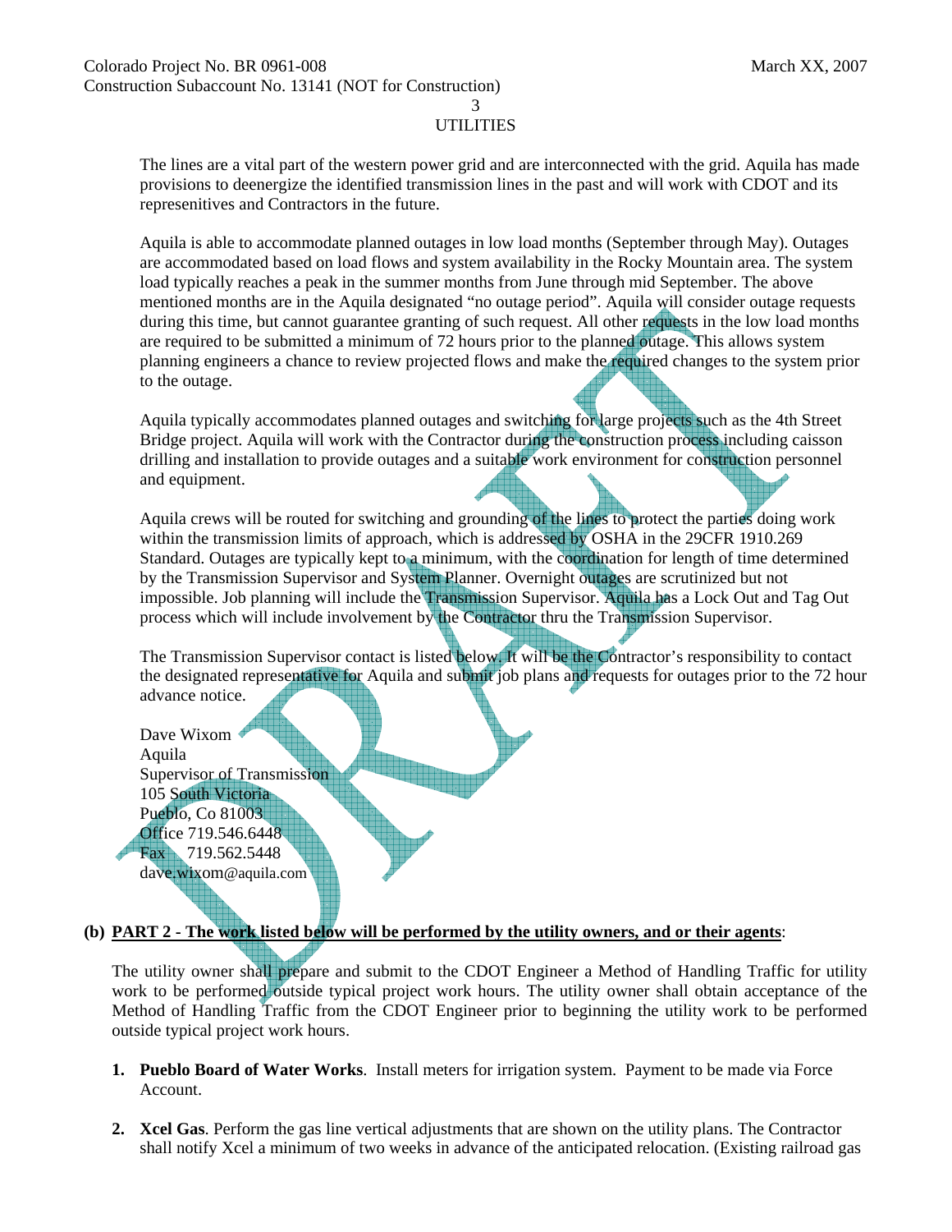The lines are a vital part of the western power grid and are interconnected with the grid. Aquila has made provisions to deenergize the identified transmission lines in the past and will work with CDOT and its represenitives and Contractors in the future.

Aquila is able to accommodate planned outages in low load months (September through May). Outages are accommodated based on load flows and system availability in the Rocky Mountain area. The system load typically reaches a peak in the summer months from June through mid September. The above mentioned months are in the Aquila designated "no outage period". Aquila will consider outage requests during this time, but cannot guarantee granting of such request. All other requests in the low load months are required to be submitted a minimum of 72 hours prior to the planned outage. This allows system planning engineers a chance to review projected flows and make the required changes to the system prior to the outage.

Aquila typically accommodates planned outages and switching for large projects such as the 4th Street Bridge project. Aquila will work with the Contractor during the construction process including caisson drilling and installation to provide outages and a suitable work environment for construction personnel and equipment.

Aquila crews will be routed for switching and grounding of the lines to protect the parties doing work within the transmission limits of approach, which is addressed by OSHA in the 29CFR 1910.269 Standard. Outages are typically kept to a minimum, with the coordination for length of time determined by the Transmission Supervisor and System Planner. Overnight outages are scrutinized but not impossible. Job planning will include the Transmission Supervisor. Aquila has a Lock Out and Tag Out process which will include involvement by the Contractor thru the Transmission Supervisor.

The Transmission Supervisor contact is listed below. It will be the Contractor's responsibility to contact the designated representative for Aquila and submit job plans and requests for outages prior to the 72 hour advance notice.

Dave Wixom
Aquila
Supervisor of Transmission
105 South Victoria
Pueblo, Co 81003
Office 719.546.6448
Fax 719.562.5448
dave.wixom@aquila.com

**(b) PART 2 - The work listed below will be performed by the utility owners, and or their agents**:

The utility owner shall prepare and submit to the CDOT Engineer a Method of Handling Traffic for utility work to be performed outside typical project work hours. The utility owner shall obtain acceptance of the Method of Handling Traffic from the CDOT Engineer prior to beginning the utility work to be performed outside typical project work hours.

1. **Pueblo Board of Water Works**. Install meters for irrigation system. Payment to be made via Force Account.

2. **Xcel Gas**. Perform the gas line vertical adjustments that are shown on the utility plans. The Contractor shall notify Xcel a minimum of two weeks in advance of the anticipated relocation. (Existing railroad gas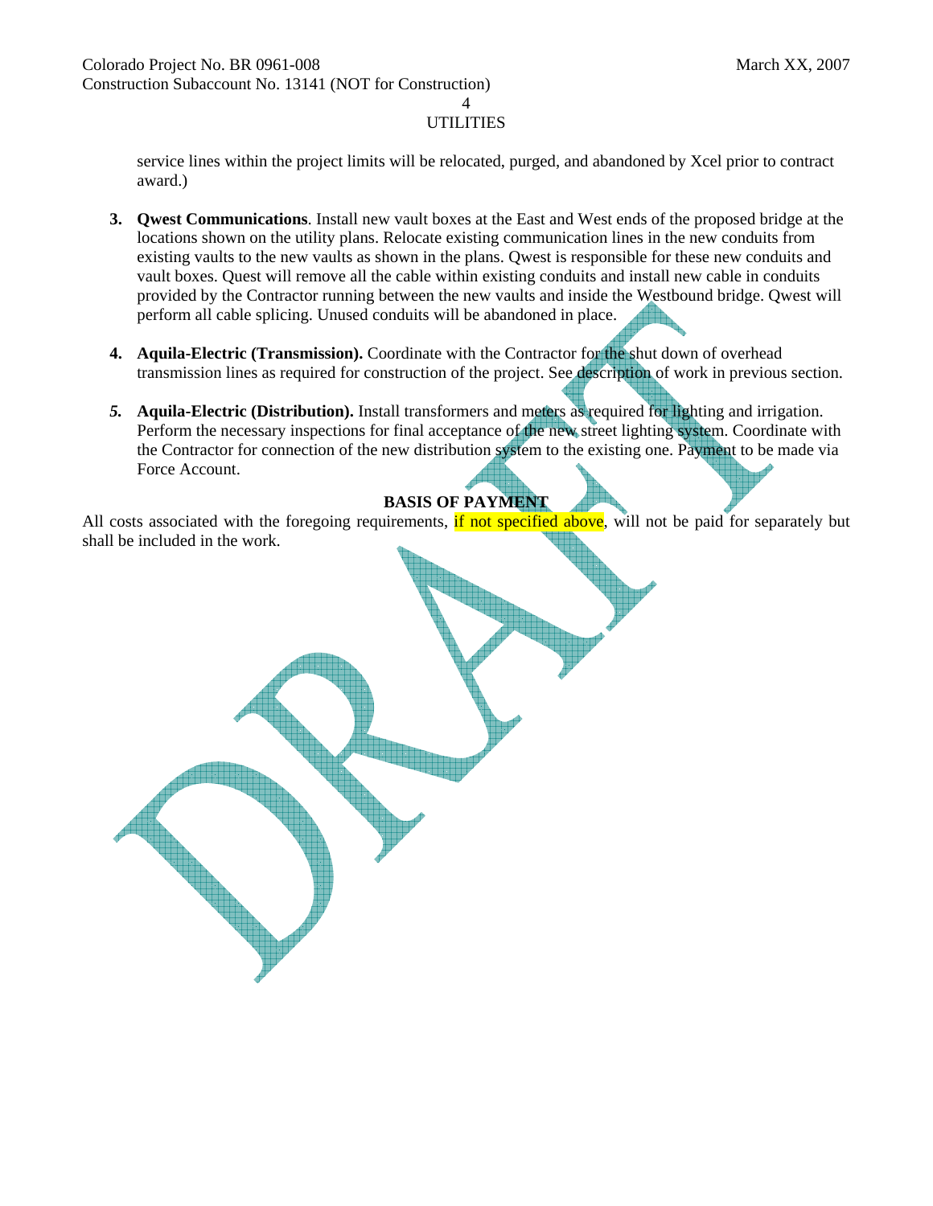service lines within the project limits will be relocated, purged, and abandoned by Xcel prior to contract award.)

3. **Qwest Communications**. Install new vault boxes at the East and West ends of the proposed bridge at the locations shown on the utility plans. Relocate existing communication lines in the new conduits from existing vaults to the new vaults as shown in the plans. Qwest is responsible for these new conduits and vault boxes. Quest will remove all the cable within existing conduits and install new cable in conduits provided by the Contractor running between the new vaults and inside the Westbound bridge. Qwest will perform all cable splicing. Unused conduits will be abandoned in place.

4. **Aquila-Electric (Transmission).** Coordinate with the Contractor for the shut down of overhead transmission lines as required for construction of the project. See description of work in previous section.

5. **Aquila-Electric (Distribution).** Install transformers and meters as required for lighting and irrigation. Perform the necessary inspections for final acceptance of the new street lighting system. Coordinate with the Contractor for connection of the new distribution system to the existing one. Payment to be made via Force Account.

**BASIS OF PAYMENT**

All costs associated with the foregoing requirements, if not specified above, will not be paid for separately but shall be included in the work.